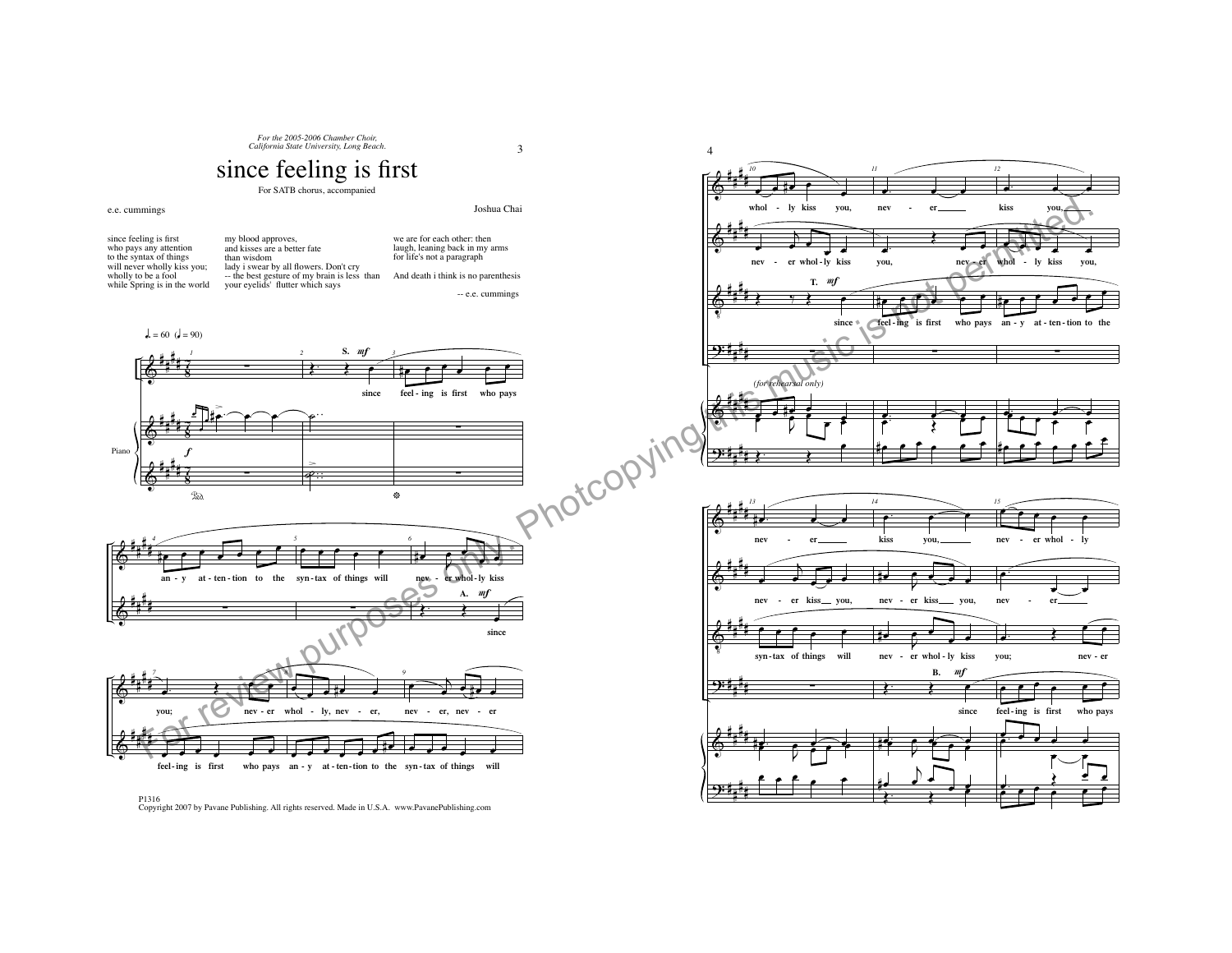*For the 2005-2006 Chamber Choir, California State University, Long Beach.*

# since feeling is first

For SATB chorus, accompanied

e.e. cummings

Joshua Chai

since feeling is first
who pays any attention
to the syntax of things
will never wholly kiss you;
wholly to be a fool
while Spring is in the world

my blood approves,
and kisses are a better fate
than wisdom
lady i swear by all flowers. Don't cry
-- the best gesture of my brain is less than
your eyelids' flutter which says

we are for each other: then
laugh, leaning back in my arms
for life's not a paragraph

And death i think is no parenthesis

-- e.e. cummings

P1316
Copyright 2007 by Pavane Publishing. All rights reserved. Made in U.S.A. www.PavanePublishing.com

For review purposes only. Photocopying this music is not permitted.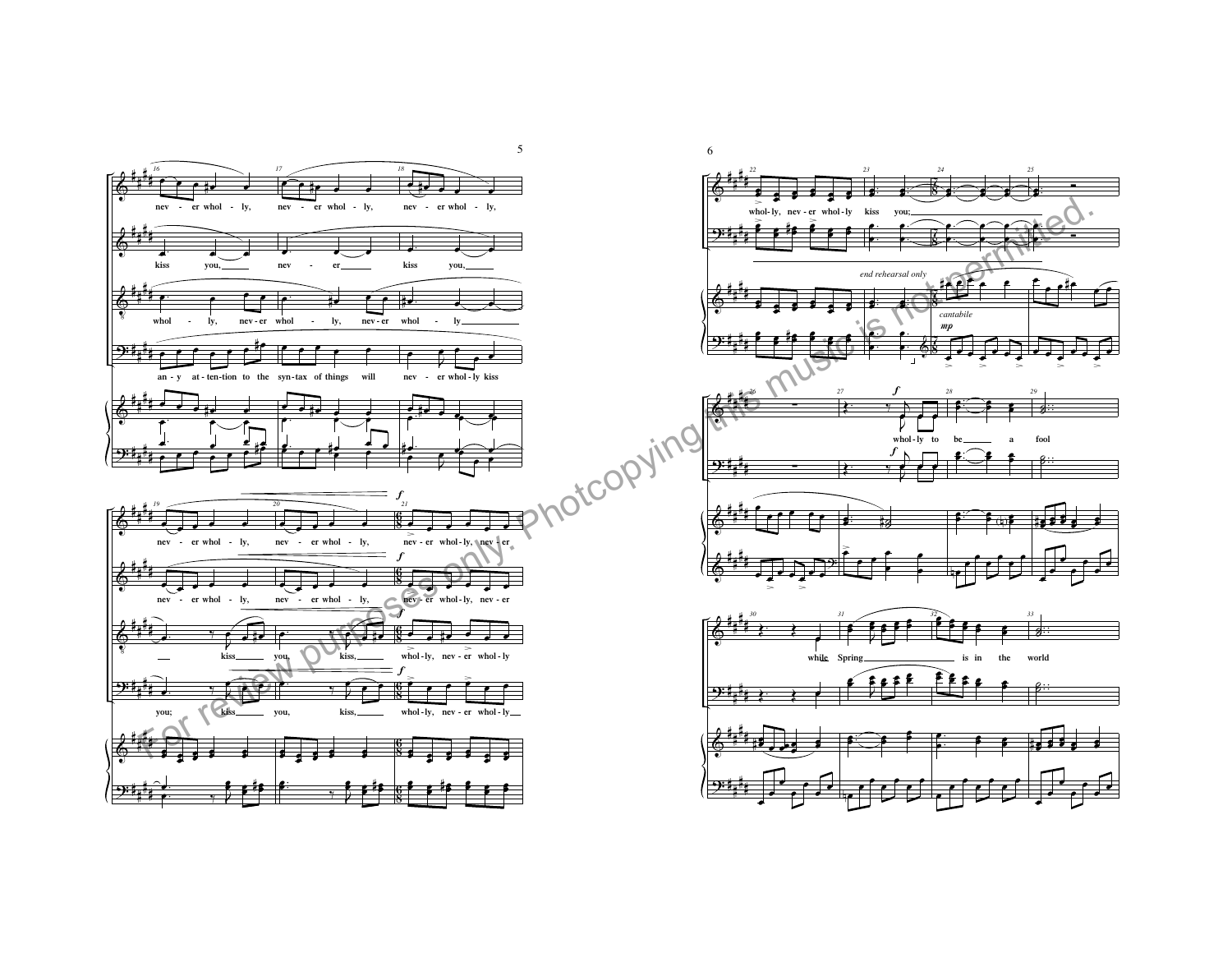For review purposes only. Photocopying this music is not permitted.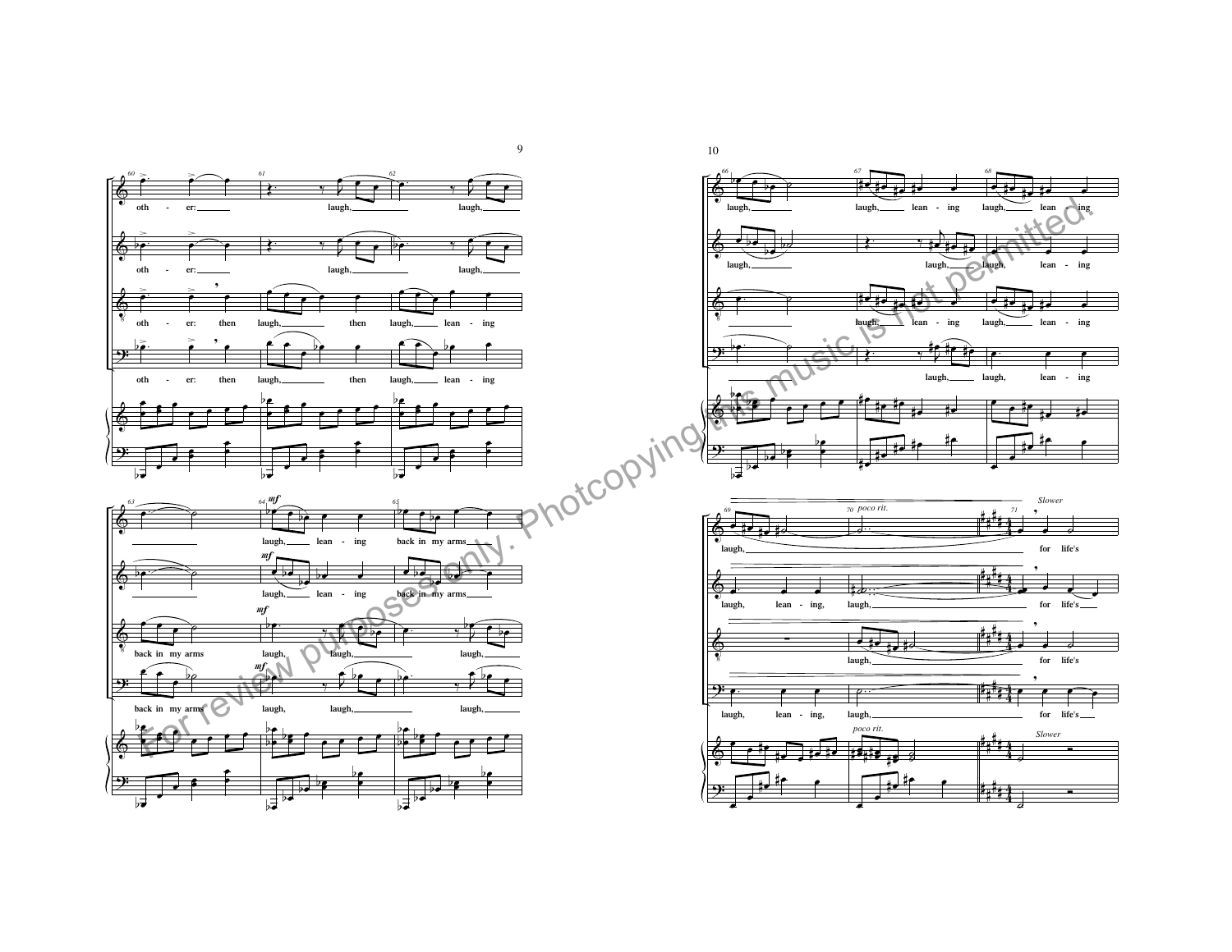For review purposes only. Photocopying this music is not permitted.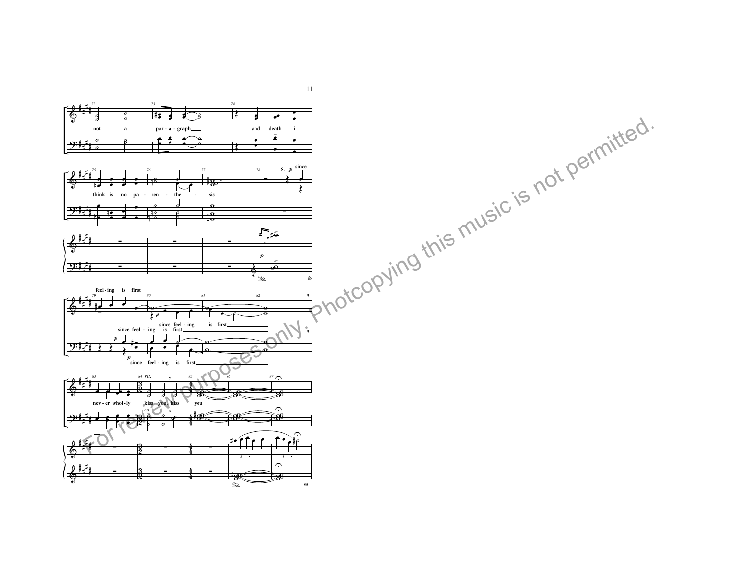not a par - a - graph and death i

think is no pa - ren - the - sis

S. *p* since

feel - ing is first

since feel - ing is first

since feel - ing is first

since feel - ing is first

nev - er whol - ly kiss you, kiss you

*rit.*

For review purposes only. Photocopying this music is not permitted.